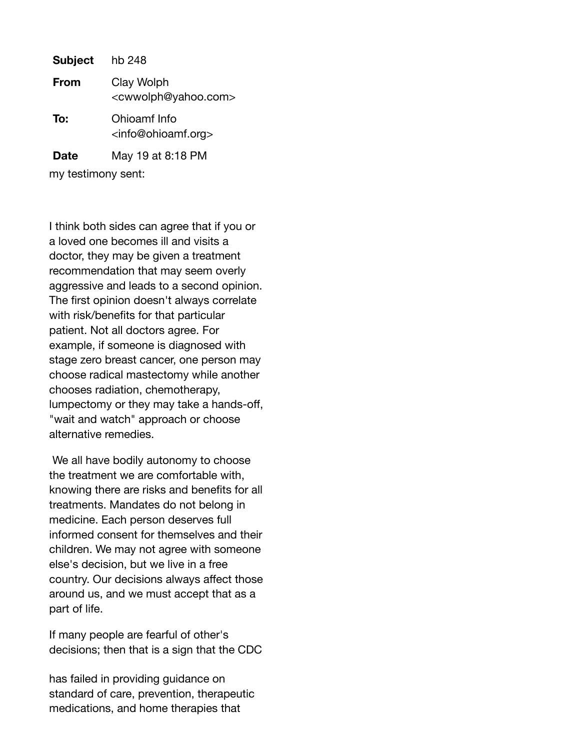| | |
|---|---|
| **Subject** | hb 248 |
| **From** | Clay Wolph <cwwolph@yahoo.com> |
| **To:** | Ohioamf Info <info@ohioamf.org> |
| **Date** | May 19 at 8:18 PM |

my testimony sent:

I think both sides can agree that if you or a loved one becomes ill and visits a doctor, they may be given a treatment recommendation that may seem overly aggressive and leads to a second opinion. The first opinion doesn't always correlate with risk/benefits for that particular patient. Not all doctors agree. For example, if someone is diagnosed with stage zero breast cancer, one person may choose radical mastectomy while another chooses radiation, chemotherapy, lumpectomy or they may take a hands-off, "wait and watch" approach or choose alternative remedies.

We all have bodily autonomy to choose the treatment we are comfortable with, knowing there are risks and benefits for all treatments. Mandates do not belong in medicine. Each person deserves full informed consent for themselves and their children. We may not agree with someone else's decision, but we live in a free country. Our decisions always affect those around us, and we must accept that as a part of life.

If many people are fearful of other's decisions; then that is a sign that the CDC has failed in providing guidance on standard of care, prevention, therapeutic medications, and home therapies that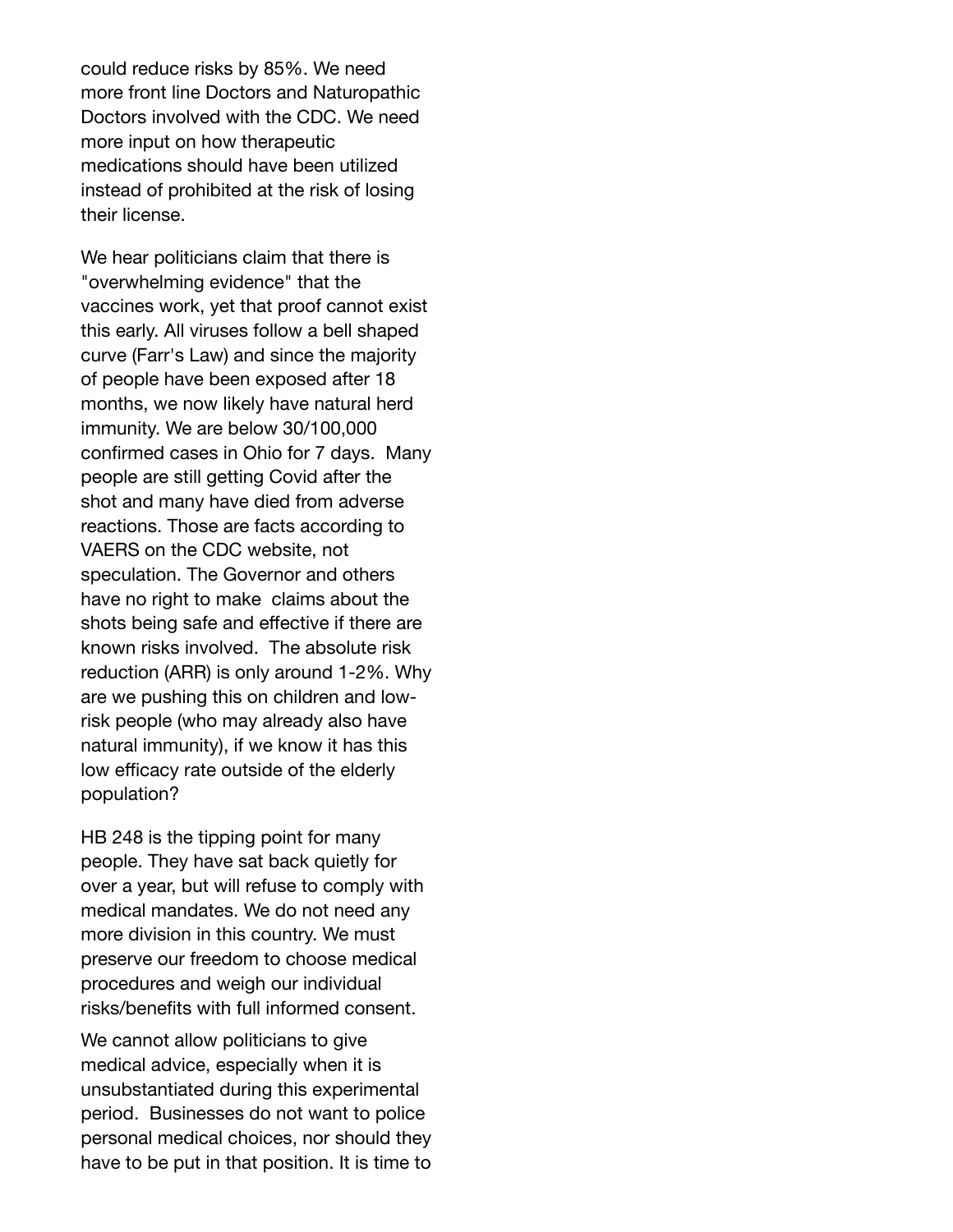could reduce risks by 85%. We need more front line Doctors and Naturopathic Doctors involved with the CDC. We need more input on how therapeutic medications should have been utilized instead of prohibited at the risk of losing their license.

We hear politicians claim that there is "overwhelming evidence" that the vaccines work, yet that proof cannot exist this early. All viruses follow a bell shaped curve (Farr's Law) and since the majority of people have been exposed after 18 months, we now likely have natural herd immunity. We are below 30/100,000 confirmed cases in Ohio for 7 days. Many people are still getting Covid after the shot and many have died from adverse reactions. Those are facts according to VAERS on the CDC website, not speculation. The Governor and others have no right to make claims about the shots being safe and effective if there are known risks involved. The absolute risk reduction (ARR) is only around 1-2%. Why are we pushing this on children and low-risk people (who may already also have natural immunity), if we know it has this low efficacy rate outside of the elderly population?

HB 248 is the tipping point for many people. They have sat back quietly for over a year, but will refuse to comply with medical mandates. We do not need any more division in this country. We must preserve our freedom to choose medical procedures and weigh our individual risks/benefits with full informed consent.

We cannot allow politicians to give medical advice, especially when it is unsubstantiated during this experimental period. Businesses do not want to police personal medical choices, nor should they have to be put in that position. It is time to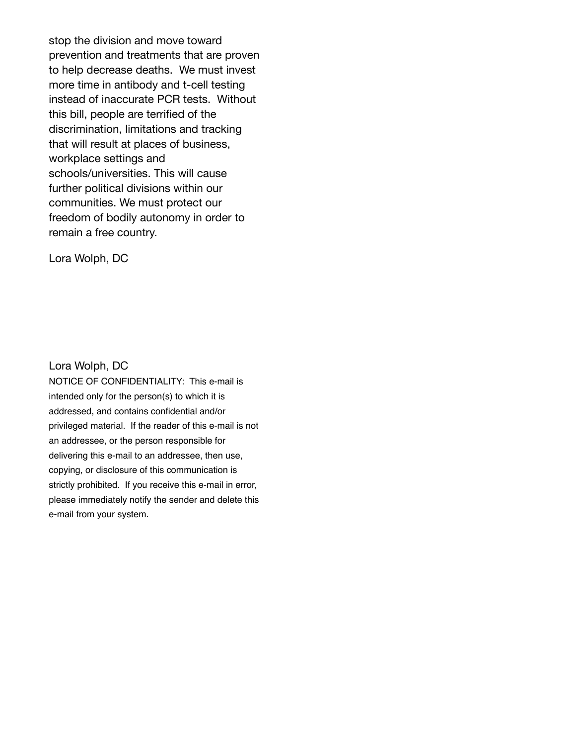stop the division and move toward prevention and treatments that are proven to help decrease deaths. We must invest more time in antibody and t-cell testing instead of inaccurate PCR tests. Without this bill, people are terrified of the discrimination, limitations and tracking that will result at places of business, workplace settings and schools/universities. This will cause further political divisions within our communities. We must protect our freedom of bodily autonomy in order to remain a free country.

Lora Wolph, DC

Lora Wolph, DC

NOTICE OF CONFIDENTIALITY: This e-mail is intended only for the person(s) to which it is addressed, and contains confidential and/or privileged material. If the reader of this e-mail is not an addressee, or the person responsible for delivering this e-mail to an addressee, then use, copying, or disclosure of this communication is strictly prohibited. If you receive this e-mail in error, please immediately notify the sender and delete this e-mail from your system.